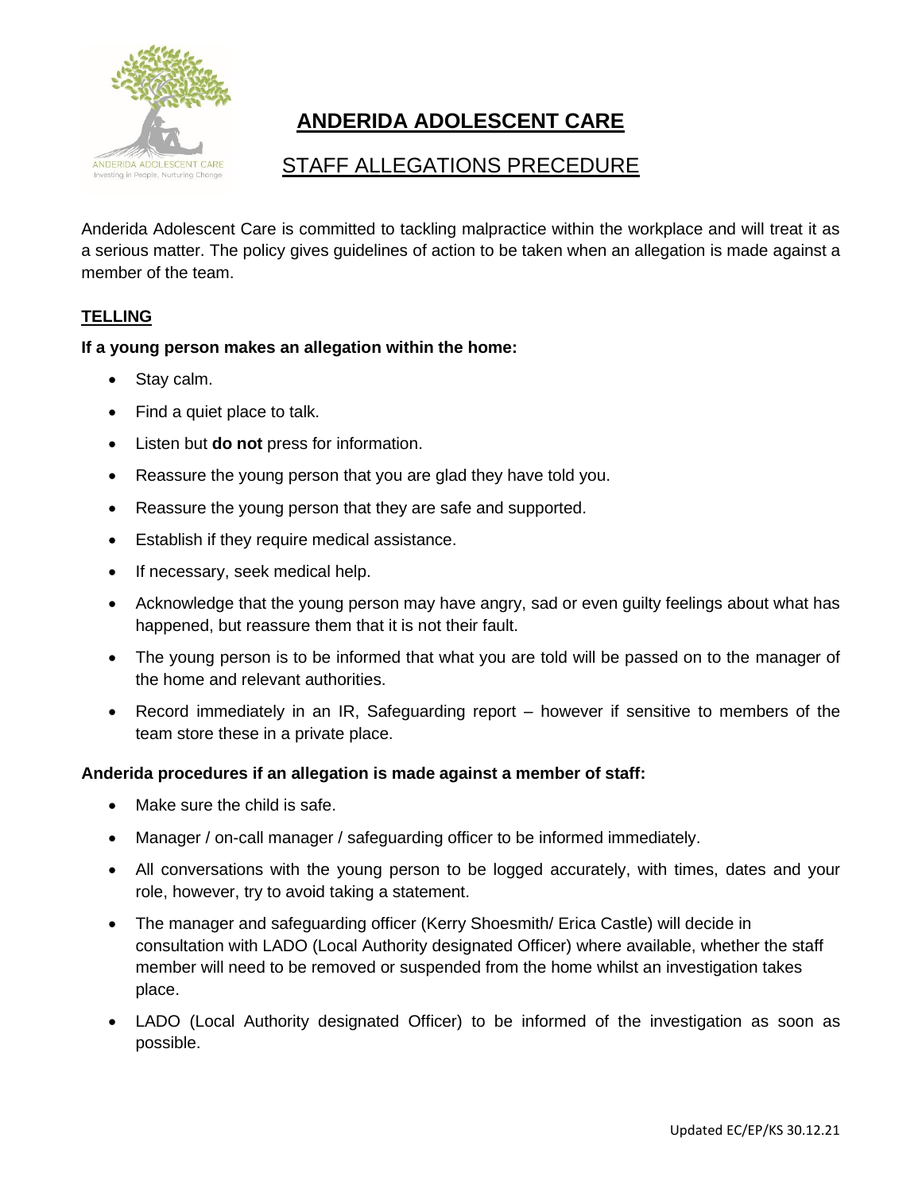# ANDERIDA ADOLESCENT CARE

## STAFF ALLEGATIONS PRECEDURE

Anderida Adolescent Care is committed to tackling malpractice within the workplace and will treat it as a serious matter. The policy gives guidelines of action to be taken when an allegation is made against a member of the team.

### TELLING

**If a young person makes an allegation within the home:**

- Stay calm.
- Find a quiet place to talk.
- Listen but **do not** press for information.
- Reassure the young person that you are glad they have told you.
- Reassure the young person that they are safe and supported.
- Establish if they require medical assistance.
- If necessary, seek medical help.
- Acknowledge that the young person may have angry, sad or even guilty feelings about what has happened, but reassure them that it is not their fault.
- The young person is to be informed that what you are told will be passed on to the manager of the home and relevant authorities.
- Record immediately in an IR, Safeguarding report – however if sensitive to members of the team store these in a private place.

**Anderida procedures if an allegation is made against a member of staff:**

- Make sure the child is safe.
- Manager / on-call manager / safeguarding officer to be informed immediately.
- All conversations with the young person to be logged accurately, with times, dates and your role, however, try to avoid taking a statement.
- The manager and safeguarding officer (Kerry Shoesmith/ Erica Castle) will decide in consultation with LADO (Local Authority designated Officer) where available, whether the staff member will need to be removed or suspended from the home whilst an investigation takes place.
- LADO (Local Authority designated Officer) to be informed of the investigation as soon as possible.

Updated EC/EP/KS 30.12.21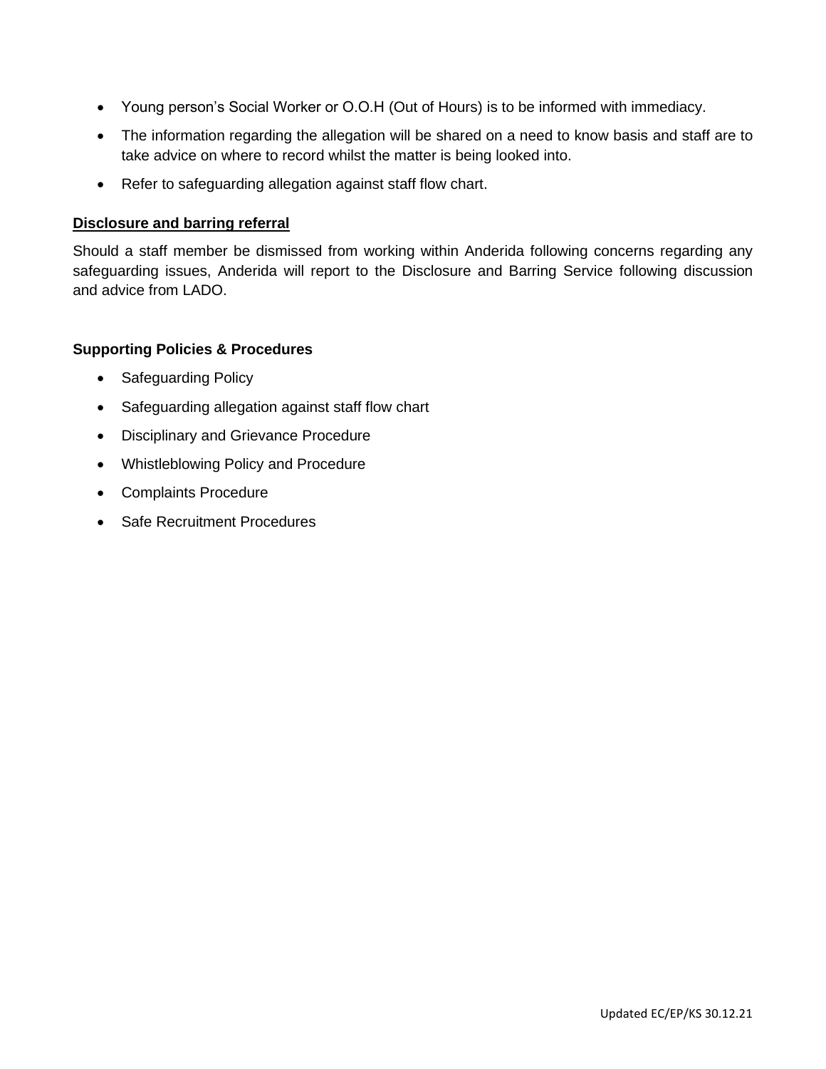- Young person's Social Worker or O.O.H (Out of Hours) is to be informed with immediacy.
- The information regarding the allegation will be shared on a need to know basis and staff are to take advice on where to record whilst the matter is being looked into.
- Refer to safeguarding allegation against staff flow chart.

**Disclosure and barring referral**

Should a staff member be dismissed from working within Anderida following concerns regarding any safeguarding issues, Anderida will report to the Disclosure and Barring Service following discussion and advice from LADO.

**Supporting Policies & Procedures**

- Safeguarding Policy
- Safeguarding allegation against staff flow chart
- Disciplinary and Grievance Procedure
- Whistleblowing Policy and Procedure
- Complaints Procedure
- Safe Recruitment Procedures

Updated EC/EP/KS 30.12.21